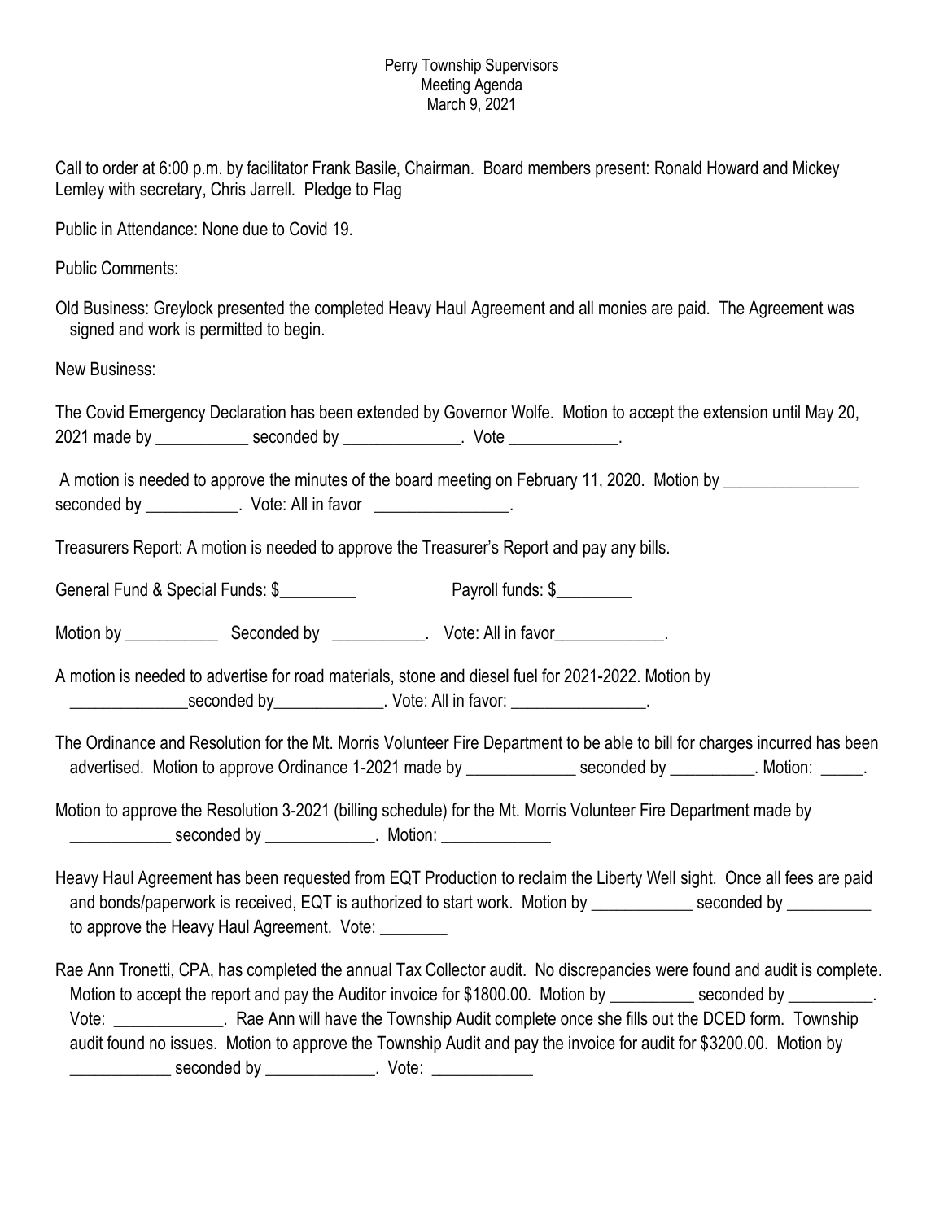Perry Township Supervisors
Meeting Agenda
March 9, 2021

Call to order at 6:00 p.m. by facilitator Frank Basile, Chairman. Board members present: Ronald Howard and Mickey Lemley with secretary, Chris Jarrell. Pledge to Flag

Public in Attendance: None due to Covid 19.

Public Comments:

Old Business: Greylock presented the completed Heavy Haul Agreement and all monies are paid. The Agreement was signed and work is permitted to begin.

New Business:

The Covid Emergency Declaration has been extended by Governor Wolfe. Motion to accept the extension until May 20, 2021 made by ___________ seconded by ______________. Vote _____________.

A motion is needed to approve the minutes of the board meeting on February 11, 2020. Motion by ________________ seconded by ___________. Vote: All in favor ________________.

Treasurers Report: A motion is needed to approve the Treasurer's Report and pay any bills.

General Fund & Special Funds: $_________ Payroll funds: $_________

Motion by ___________ Seconded by ___________. Vote: All in favor_____________.

A motion is needed to advertise for road materials, stone and diesel fuel for 2021-2022. Motion by ______________seconded by_____________. Vote: All in favor: ________________.

The Ordinance and Resolution for the Mt. Morris Volunteer Fire Department to be able to bill for charges incurred has been advertised. Motion to approve Ordinance 1-2021 made by _____________ seconded by __________. Motion: _____.

Motion to approve the Resolution 3-2021 (billing schedule) for the Mt. Morris Volunteer Fire Department made by ____________ seconded by _____________. Motion: _____________

Heavy Haul Agreement has been requested from EQT Production to reclaim the Liberty Well sight. Once all fees are paid and bonds/paperwork is received, EQT is authorized to start work. Motion by ____________ seconded by __________ to approve the Heavy Haul Agreement. Vote: ________

Rae Ann Tronetti, CPA, has completed the annual Tax Collector audit. No discrepancies were found and audit is complete. Motion to accept the report and pay the Auditor invoice for $1800.00. Motion by __________ seconded by __________. Vote: _____________. Rae Ann will have the Township Audit complete once she fills out the DCED form. Township audit found no issues. Motion to approve the Township Audit and pay the invoice for audit for $3200.00. Motion by ____________ seconded by _____________. Vote: ____________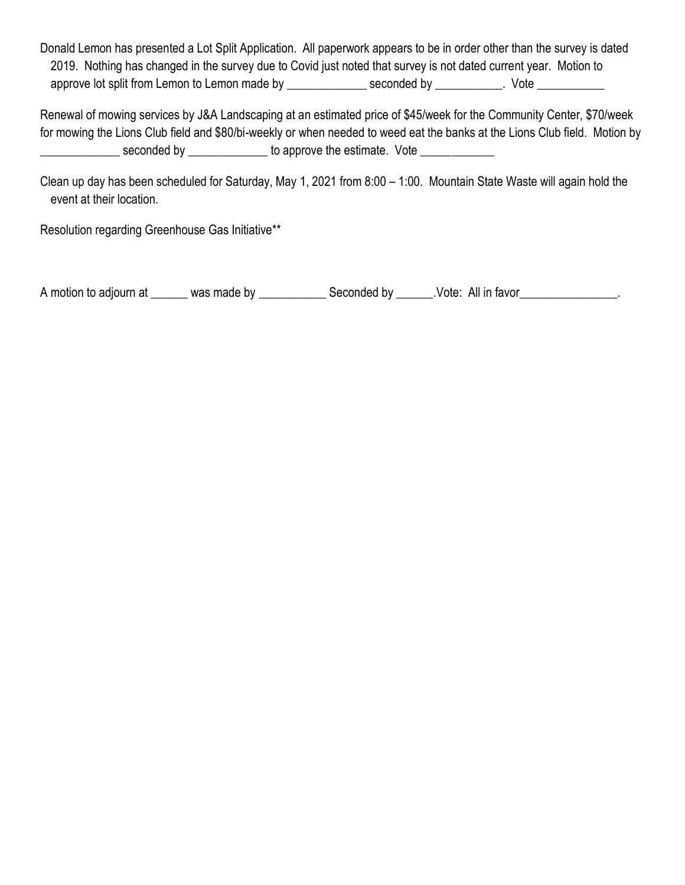Donald Lemon has presented a Lot Split Application. All paperwork appears to be in order other than the survey is dated 2019. Nothing has changed in the survey due to Covid just noted that survey is not dated current year. Motion to approve lot split from Lemon to Lemon made by _____________ seconded by ___________. Vote ___________

Renewal of mowing services by J&A Landscaping at an estimated price of $45/week for the Community Center, $70/week for mowing the Lions Club field and $80/bi-weekly or when needed to weed eat the banks at the Lions Club field. Motion by _____________ seconded by _____________ to approve the estimate. Vote ____________

Clean up day has been scheduled for Saturday, May 1, 2021 from 8:00 – 1:00. Mountain State Waste will again hold the event at their location.

Resolution regarding Greenhouse Gas Initiative**

A motion to adjourn at ______ was made by ___________ Seconded by ______.Vote: All in favor________________.